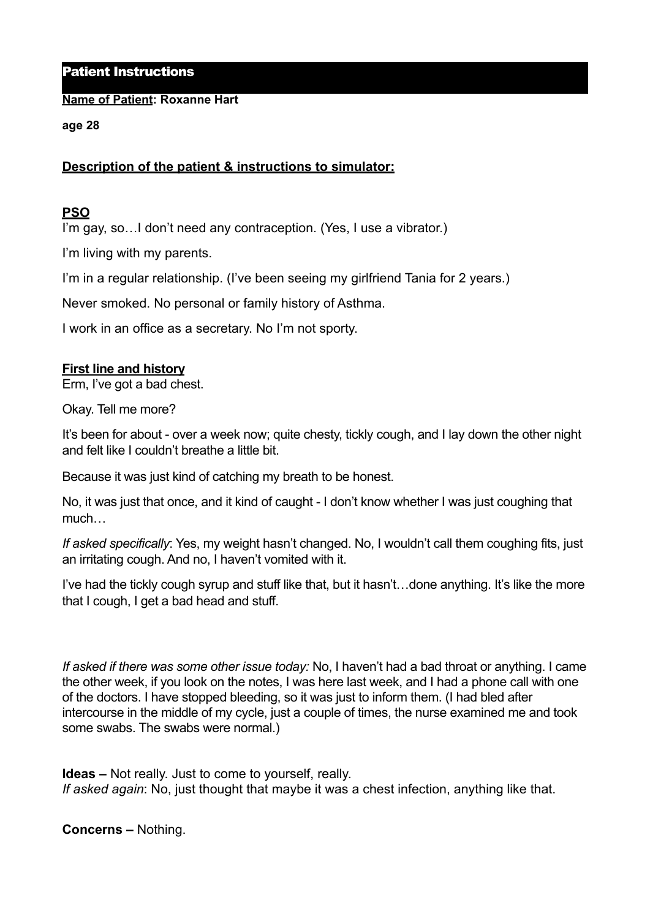## Patient Instructions

**Name of Patient: Roxanne Hart**

**age 28**

**Description of the patient & instructions to simulator:**

**PSO**

I'm gay, so…I don't need any contraception. (Yes, I use a vibrator.)

I'm living with my parents.

I'm in a regular relationship. (I've been seeing my girlfriend Tania for 2 years.)

Never smoked. No personal or family history of Asthma.

I work in an office as a secretary. No I'm not sporty.

**First line and history**

Erm, I've got a bad chest.

Okay. Tell me more?

It's been for about - over a week now; quite chesty, tickly cough, and I lay down the other night and felt like I couldn't breathe a little bit.

Because it was just kind of catching my breath to be honest.

No, it was just that once, and it kind of caught - I don't know whether I was just coughing that much…

*If asked specifically*: Yes, my weight hasn't changed. No, I wouldn't call them coughing fits, just an irritating cough. And no, I haven't vomited with it.

I've had the tickly cough syrup and stuff like that, but it hasn't…done anything. It's like the more that I cough, I get a bad head and stuff.

*If asked if there was some other issue today:* No, I haven't had a bad throat or anything. I came the other week, if you look on the notes, I was here last week, and I had a phone call with one of the doctors. I have stopped bleeding, so it was just to inform them. (I had bled after intercourse in the middle of my cycle, just a couple of times, the nurse examined me and took some swabs. The swabs were normal.)

**Ideas –** Not really. Just to come to yourself, really.
*If asked again*: No, just thought that maybe it was a chest infection, anything like that.

**Concerns –** Nothing.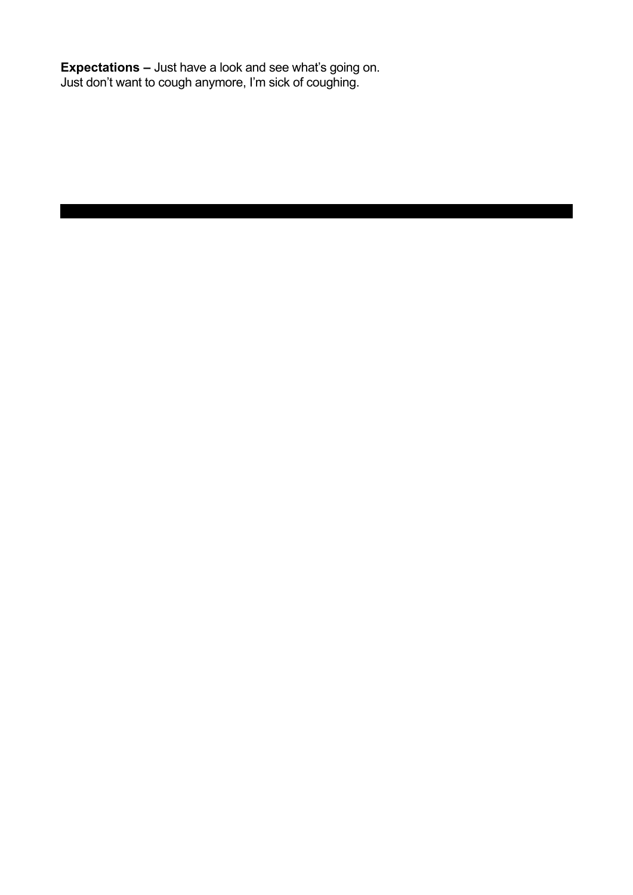**Expectations –** Just have a look and see what's going on.
Just don't want to cough anymore, I'm sick of coughing.